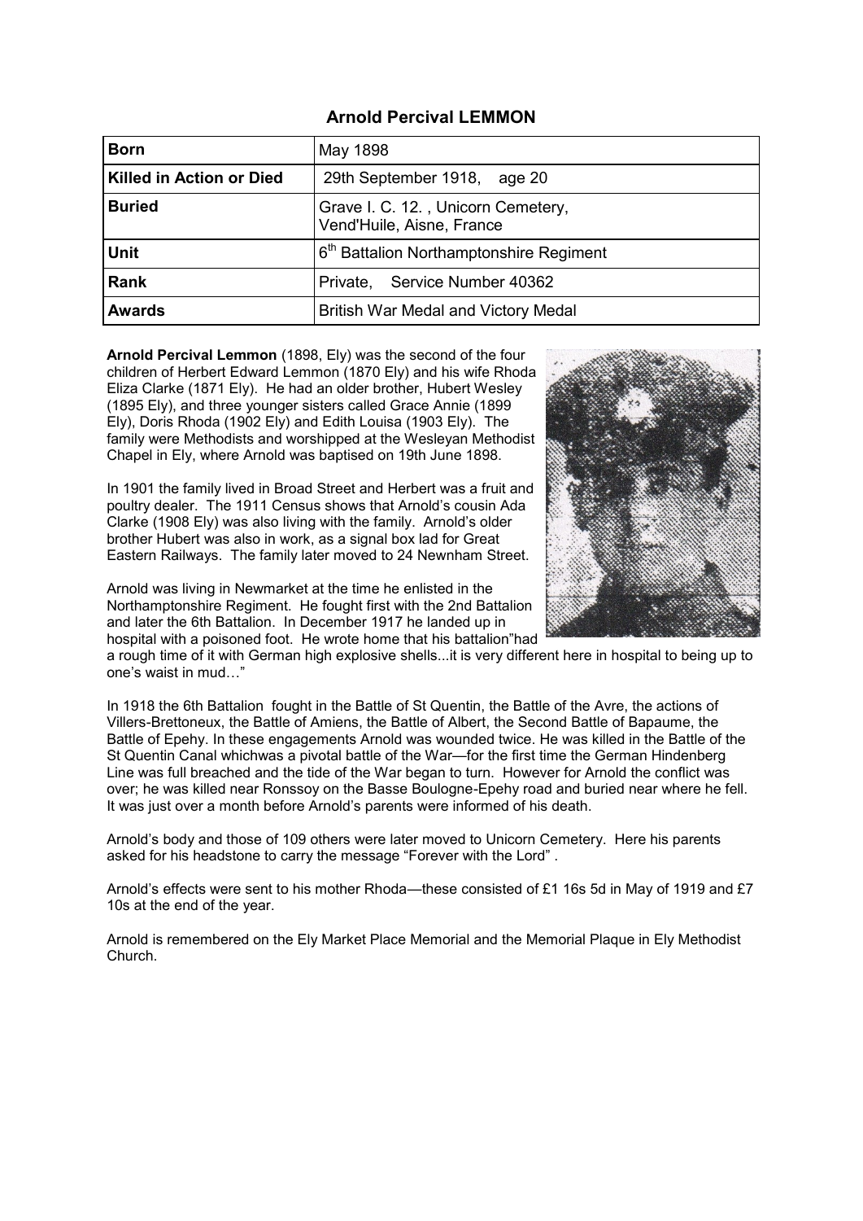# Arnold Percival LEMMON

| | |
|---|---|
| **Born** | May 1898 |
| **Killed in Action or Died** | 29th September 1918, age 20 |
| **Buried** | Grave I. C. 12. , Unicorn Cemetery, Vend'Huile, Aisne, France |
| **Unit** | 6th Battalion Northamptonshire Regiment |
| **Rank** | Private, Service Number 40362 |
| **Awards** | British War Medal and Victory Medal |

**Arnold Percival Lemmon** (1898, Ely) was the second of the four children of Herbert Edward Lemmon (1870 Ely) and his wife Rhoda Eliza Clarke (1871 Ely). He had an older brother, Hubert Wesley (1895 Ely), and three younger sisters called Grace Annie (1899 Ely), Doris Rhoda (1902 Ely) and Edith Louisa (1903 Ely). The family were Methodists and worshipped at the Wesleyan Methodist Chapel in Ely, where Arnold was baptised on 19th June 1898.

In 1901 the family lived in Broad Street and Herbert was a fruit and poultry dealer. The 1911 Census shows that Arnold's cousin Ada Clarke (1908 Ely) was also living with the family. Arnold's older brother Hubert was also in work, as a signal box lad for Great Eastern Railways. The family later moved to 24 Newnham Street.

Arnold was living in Newmarket at the time he enlisted in the Northamptonshire Regiment. He fought first with the 2nd Battalion and later the 6th Battalion. In December 1917 he landed up in hospital with a poisoned foot. He wrote home that his battalion"had a rough time of it with German high explosive shells...it is very different here in hospital to being up to one's waist in mud…"

In 1918 the 6th Battalion fought in the Battle of St Quentin, the Battle of the Avre, the actions of Villers-Brettoneux, the Battle of Amiens, the Battle of Albert, the Second Battle of Bapaume, the Battle of Epehy. In these engagements Arnold was wounded twice. He was killed in the Battle of the St Quentin Canal whichwas a pivotal battle of the War—for the first time the German Hindenberg Line was full breached and the tide of the War began to turn. However for Arnold the conflict was over; he was killed near Ronssoy on the Basse Boulogne-Epehy road and buried near where he fell. It was just over a month before Arnold's parents were informed of his death.

Arnold's body and those of 109 others were later moved to Unicorn Cemetery. Here his parents asked for his headstone to carry the message "Forever with the Lord" .

Arnold's effects were sent to his mother Rhoda—these consisted of £1 16s 5d in May of 1919 and £7 10s at the end of the year.

Arnold is remembered on the Ely Market Place Memorial and the Memorial Plaque in Ely Methodist Church.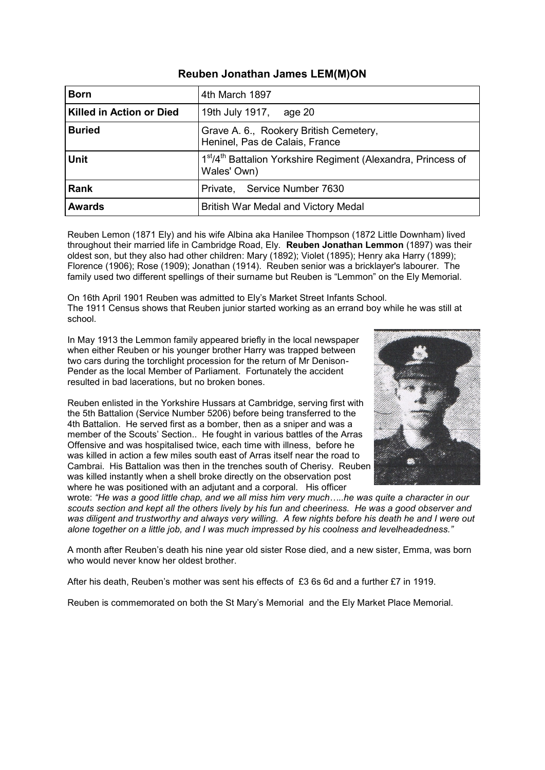## Reuben Jonathan James LEM(M)ON

| **Born** | 4th March 1897 |
|---|---|
| **Killed in Action or Died** | 19th July 1917, age 20 |
| **Buried** | Grave A. 6., Rookery British Cemetery, Heninel, Pas de Calais, France |
| **Unit** | 1st/4th Battalion Yorkshire Regiment (Alexandra, Princess of Wales' Own) |
| **Rank** | Private, Service Number 7630 |
| **Awards** | British War Medal and Victory Medal |

Reuben Lemon (1871 Ely) and his wife Albina aka Hanilee Thompson (1872 Little Downham) lived throughout their married life in Cambridge Road, Ely. **Reuben Jonathan Lemmon** (1897) was their oldest son, but they also had other children: Mary (1892); Violet (1895); Henry aka Harry (1899); Florence (1906); Rose (1909); Jonathan (1914). Reuben senior was a bricklayer's labourer. The family used two different spellings of their surname but Reuben is "Lemmon" on the Ely Memorial.

On 16th April 1901 Reuben was admitted to Ely's Market Street Infants School.
The 1911 Census shows that Reuben junior started working as an errand boy while he was still at school.

In May 1913 the Lemmon family appeared briefly in the local newspaper when either Reuben or his younger brother Harry was trapped between two cars during the torchlight procession for the return of Mr Denison-Pender as the local Member of Parliament. Fortunately the accident resulted in bad lacerations, but no broken bones.

Reuben enlisted in the Yorkshire Hussars at Cambridge, serving first with the 5th Battalion (Service Number 5206) before being transferred to the 4th Battalion. He served first as a bomber, then as a sniper and was a member of the Scouts' Section.. He fought in various battles of the Arras Offensive and was hospitalised twice, each time with illness, before he was killed in action a few miles south east of Arras itself near the road to Cambrai. His Battalion was then in the trenches south of Cherisy. Reuben was killed instantly when a shell broke directly on the observation post where he was positioned with an adjutant and a corporal. His officer wrote: *"He was a good little chap, and we all miss him very much…..he was quite a character in our scouts section and kept all the others lively by his fun and cheeriness. He was a good observer and was diligent and trustworthy and always very willing. A few nights before his death he and I were out alone together on a little job, and I was much impressed by his coolness and levelheadedness."*

A month after Reuben's death his nine year old sister Rose died, and a new sister, Emma, was born who would never know her oldest brother.

After his death, Reuben's mother was sent his effects of £3 6s 6d and a further £7 in 1919.

Reuben is commemorated on both the St Mary's Memorial and the Ely Market Place Memorial.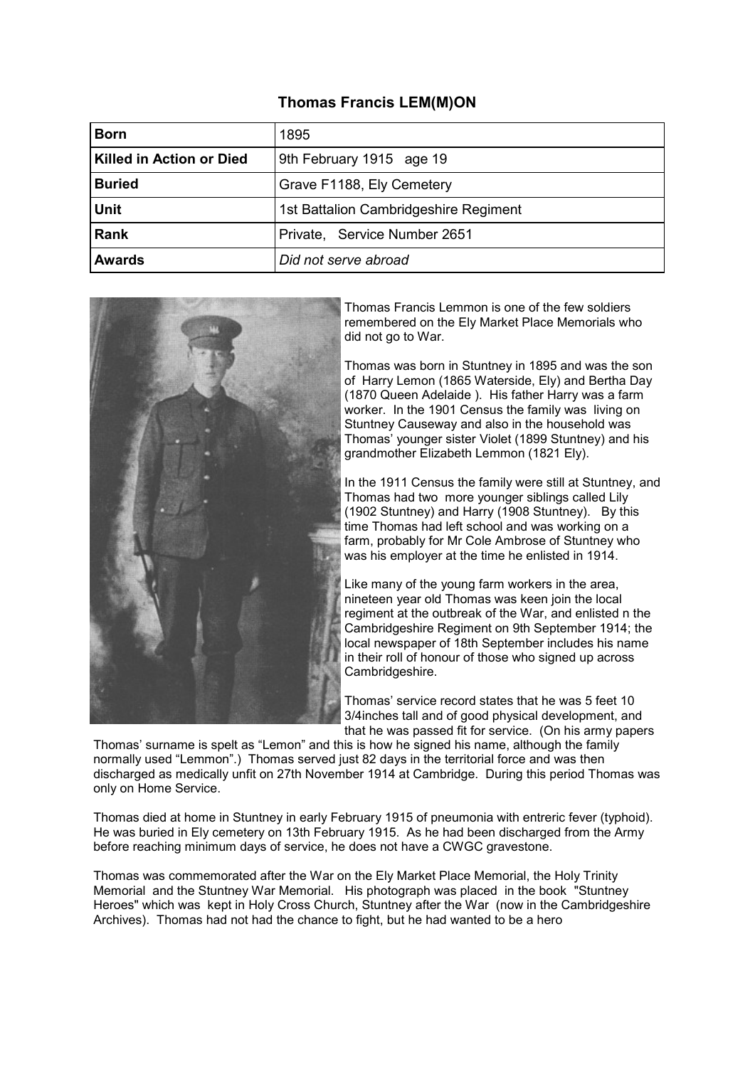# Thomas Francis LEM(M)ON

| | |
|---|---|
| **Born** | 1895 |
| **Killed in Action or Died** | 9th February 1915 age 19 |
| **Buried** | Grave F1188, Ely Cemetery |
| **Unit** | 1st Battalion Cambridgeshire Regiment |
| **Rank** | Private, Service Number 2651 |
| **Awards** | *Did not serve abroad* |

Thomas Francis Lemmon is one of the few soldiers remembered on the Ely Market Place Memorials who did not go to War.

Thomas was born in Stuntney in 1895 and was the son of Harry Lemon (1865 Waterside, Ely) and Bertha Day (1870 Queen Adelaide ). His father Harry was a farm worker. In the 1901 Census the family was living on Stuntney Causeway and also in the household was Thomas' younger sister Violet (1899 Stuntney) and his grandmother Elizabeth Lemmon (1821 Ely).

In the 1911 Census the family were still at Stuntney, and Thomas had two more younger siblings called Lily (1902 Stuntney) and Harry (1908 Stuntney). By this time Thomas had left school and was working on a farm, probably for Mr Cole Ambrose of Stuntney who was his employer at the time he enlisted in 1914.

Like many of the young farm workers in the area, nineteen year old Thomas was keen join the local regiment at the outbreak of the War, and enlisted n the Cambridgeshire Regiment on 9th September 1914; the local newspaper of 18th September includes his name in their roll of honour of those who signed up across Cambridgeshire.

Thomas' service record states that he was 5 feet 10 3/4inches tall and of good physical development, and that he was passed fit for service. (On his army papers Thomas' surname is spelt as "Lemon" and this is how he signed his name, although the family normally used "Lemmon".) Thomas served just 82 days in the territorial force and was then discharged as medically unfit on 27th November 1914 at Cambridge. During this period Thomas was only on Home Service.

Thomas died at home in Stuntney in early February 1915 of pneumonia with entreric fever (typhoid). He was buried in Ely cemetery on 13th February 1915. As he had been discharged from the Army before reaching minimum days of service, he does not have a CWGC gravestone.

Thomas was commemorated after the War on the Ely Market Place Memorial, the Holy Trinity Memorial and the Stuntney War Memorial. His photograph was placed in the book "Stuntney Heroes" which was kept in Holy Cross Church, Stuntney after the War (now in the Cambridgeshire Archives). Thomas had not had the chance to fight, but he had wanted to be a hero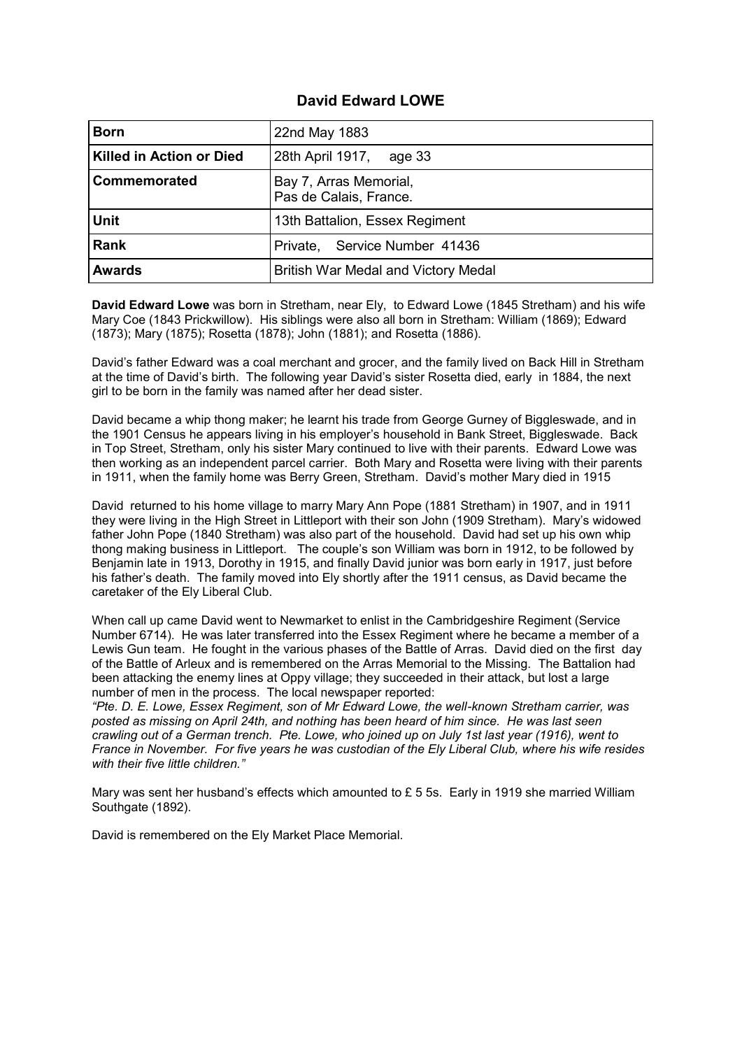# David Edward LOWE

| | |
|---|---|
| **Born** | 22nd May 1883 |
| **Killed in Action or Died** | 28th April 1917, age 33 |
| **Commemorated** | Bay 7, Arras Memorial, Pas de Calais, France. |
| **Unit** | 13th Battalion, Essex Regiment |
| **Rank** | Private, Service Number 41436 |
| **Awards** | British War Medal and Victory Medal |

**David Edward Lowe** was born in Stretham, near Ely, to Edward Lowe (1845 Stretham) and his wife Mary Coe (1843 Prickwillow). His siblings were also all born in Stretham: William (1869); Edward (1873); Mary (1875); Rosetta (1878); John (1881); and Rosetta (1886).

David's father Edward was a coal merchant and grocer, and the family lived on Back Hill in Stretham at the time of David's birth. The following year David's sister Rosetta died, early in 1884, the next girl to be born in the family was named after her dead sister.

David became a whip thong maker; he learnt his trade from George Gurney of Biggleswade, and in the 1901 Census he appears living in his employer's household in Bank Street, Biggleswade. Back in Top Street, Stretham, only his sister Mary continued to live with their parents. Edward Lowe was then working as an independent parcel carrier. Both Mary and Rosetta were living with their parents in 1911, when the family home was Berry Green, Stretham. David's mother Mary died in 1915

David returned to his home village to marry Mary Ann Pope (1881 Stretham) in 1907, and in 1911 they were living in the High Street in Littleport with their son John (1909 Stretham). Mary's widowed father John Pope (1840 Stretham) was also part of the household. David had set up his own whip thong making business in Littleport. The couple's son William was born in 1912, to be followed by Benjamin late in 1913, Dorothy in 1915, and finally David junior was born early in 1917, just before his father's death. The family moved into Ely shortly after the 1911 census, as David became the caretaker of the Ely Liberal Club.

When call up came David went to Newmarket to enlist in the Cambridgeshire Regiment (Service Number 6714). He was later transferred into the Essex Regiment where he became a member of a Lewis Gun team. He fought in the various phases of the Battle of Arras. David died on the first day of the Battle of Arleux and is remembered on the Arras Memorial to the Missing. The Battalion had been attacking the enemy lines at Oppy village; they succeeded in their attack, but lost a large number of men in the process. The local newspaper reported:
*"Pte. D. E. Lowe, Essex Regiment, son of Mr Edward Lowe, the well-known Stretham carrier, was posted as missing on April 24th, and nothing has been heard of him since. He was last seen crawling out of a German trench. Pte. Lowe, who joined up on July 1st last year (1916), went to France in November. For five years he was custodian of the Ely Liberal Club, where his wife resides with their five little children."*

Mary was sent her husband's effects which amounted to £ 5 5s. Early in 1919 she married William Southgate (1892).

David is remembered on the Ely Market Place Memorial.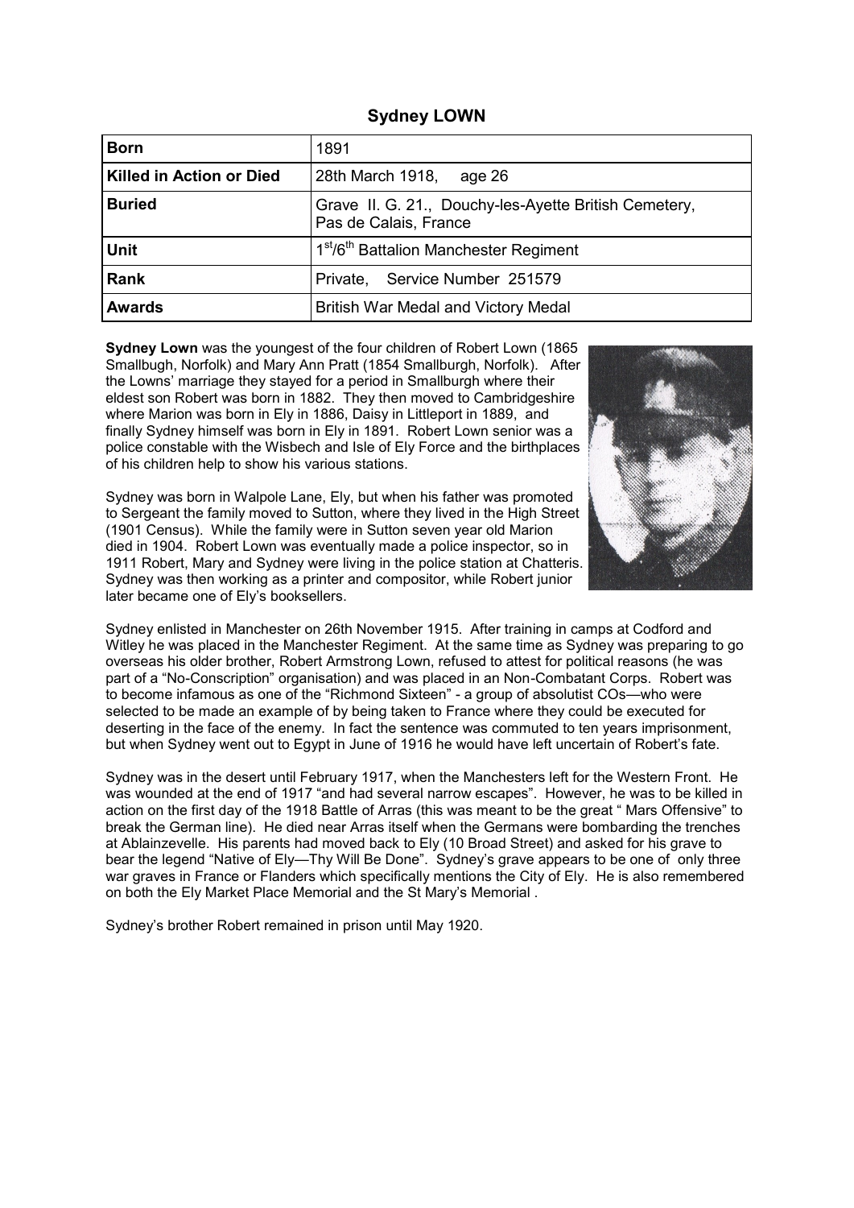## Sydney LOWN

| **Born** | 1891 |
|---|---|
| **Killed in Action or Died** | 28th March 1918, age 26 |
| **Buried** | Grave II. G. 21., Douchy-les-Ayette British Cemetery, Pas de Calais, France |
| **Unit** | 1st/6th Battalion Manchester Regiment |
| **Rank** | Private, Service Number 251579 |
| **Awards** | British War Medal and Victory Medal |

**Sydney Lown** was the youngest of the four children of Robert Lown (1865 Smallbugh, Norfolk) and Mary Ann Pratt (1854 Smallburgh, Norfolk). After the Lowns' marriage they stayed for a period in Smallburgh where their eldest son Robert was born in 1882. They then moved to Cambridgeshire where Marion was born in Ely in 1886, Daisy in Littleport in 1889, and finally Sydney himself was born in Ely in 1891. Robert Lown senior was a police constable with the Wisbech and Isle of Ely Force and the birthplaces of his children help to show his various stations.

Sydney was born in Walpole Lane, Ely, but when his father was promoted to Sergeant the family moved to Sutton, where they lived in the High Street (1901 Census). While the family were in Sutton seven year old Marion died in 1904. Robert Lown was eventually made a police inspector, so in 1911 Robert, Mary and Sydney were living in the police station at Chatteris. Sydney was then working as a printer and compositor, while Robert junior later became one of Ely's booksellers.

Sydney enlisted in Manchester on 26th November 1915. After training in camps at Codford and Witley he was placed in the Manchester Regiment. At the same time as Sydney was preparing to go overseas his older brother, Robert Armstrong Lown, refused to attest for political reasons (he was part of a "No-Conscription" organisation) and was placed in an Non-Combatant Corps. Robert was to become infamous as one of the "Richmond Sixteen" - a group of absolutist COs—who were selected to be made an example of by being taken to France where they could be executed for deserting in the face of the enemy. In fact the sentence was commuted to ten years imprisonment, but when Sydney went out to Egypt in June of 1916 he would have left uncertain of Robert's fate.

Sydney was in the desert until February 1917, when the Manchesters left for the Western Front. He was wounded at the end of 1917 "and had several narrow escapes". However, he was to be killed in action on the first day of the 1918 Battle of Arras (this was meant to be the great " Mars Offensive" to break the German line). He died near Arras itself when the Germans were bombarding the trenches at Ablainzevelle. His parents had moved back to Ely (10 Broad Street) and asked for his grave to bear the legend "Native of Ely—Thy Will Be Done". Sydney's grave appears to be one of only three war graves in France or Flanders which specifically mentions the City of Ely. He is also remembered on both the Ely Market Place Memorial and the St Mary's Memorial .

Sydney's brother Robert remained in prison until May 1920.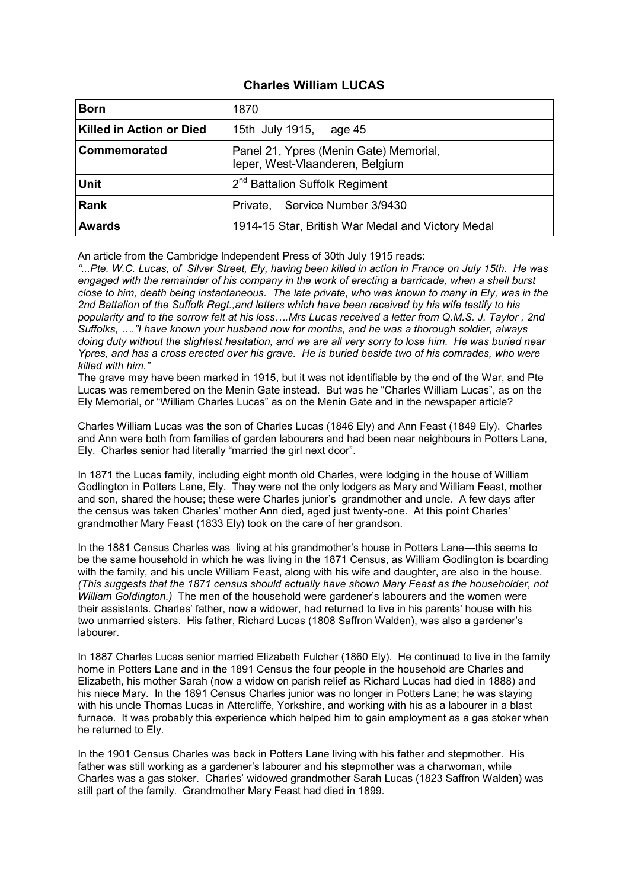## Charles William LUCAS

| | |
|---|---|
| **Born** | 1870 |
| **Killed in Action or Died** | 15th July 1915, age 45 |
| **Commemorated** | Panel 21, Ypres (Menin Gate) Memorial, Ieper, West-Vlaanderen, Belgium |
| **Unit** | 2nd Battalion Suffolk Regiment |
| **Rank** | Private, Service Number 3/9430 |
| **Awards** | 1914-15 Star, British War Medal and Victory Medal |

An article from the Cambridge Independent Press of 30th July 1915 reads:
*"...Pte. W.C. Lucas, of Silver Street, Ely, having been killed in action in France on July 15th. He was engaged with the remainder of his company in the work of erecting a barricade, when a shell burst close to him, death being instantaneous. The late private, who was known to many in Ely, was in the 2nd Battalion of the Suffolk Regt.,and letters which have been received by his wife testify to his popularity and to the sorrow felt at his loss….Mrs Lucas received a letter from Q.M.S. J. Taylor , 2nd Suffolks, …."I have known your husband now for months, and he was a thorough soldier, always doing duty without the slightest hesitation, and we are all very sorry to lose him. He was buried near Ypres, and has a cross erected over his grave. He is buried beside two of his comrades, who were killed with him."*

The grave may have been marked in 1915, but it was not identifiable by the end of the War, and Pte Lucas was remembered on the Menin Gate instead. But was he "Charles William Lucas", as on the Ely Memorial, or "William Charles Lucas" as on the Menin Gate and in the newspaper article?

Charles William Lucas was the son of Charles Lucas (1846 Ely) and Ann Feast (1849 Ely). Charles and Ann were both from families of garden labourers and had been near neighbours in Potters Lane, Ely. Charles senior had literally "married the girl next door".

In 1871 the Lucas family, including eight month old Charles, were lodging in the house of William Godlington in Potters Lane, Ely. They were not the only lodgers as Mary and William Feast, mother and son, shared the house; these were Charles junior's grandmother and uncle. A few days after the census was taken Charles' mother Ann died, aged just twenty-one. At this point Charles' grandmother Mary Feast (1833 Ely) took on the care of her grandson.

In the 1881 Census Charles was living at his grandmother's house in Potters Lane—this seems to be the same household in which he was living in the 1871 Census, as William Godlington is boarding with the family, and his uncle William Feast, along with his wife and daughter, are also in the house. *(This suggests that the 1871 census should actually have shown Mary Feast as the householder, not William Goldington.)* The men of the household were gardener's labourers and the women were their assistants. Charles' father, now a widower, had returned to live in his parents' house with his two unmarried sisters. His father, Richard Lucas (1808 Saffron Walden), was also a gardener's labourer.

In 1887 Charles Lucas senior married Elizabeth Fulcher (1860 Ely). He continued to live in the family home in Potters Lane and in the 1891 Census the four people in the household are Charles and Elizabeth, his mother Sarah (now a widow on parish relief as Richard Lucas had died in 1888) and his niece Mary. In the 1891 Census Charles junior was no longer in Potters Lane; he was staying with his uncle Thomas Lucas in Attercliffe, Yorkshire, and working with his as a labourer in a blast furnace. It was probably this experience which helped him to gain employment as a gas stoker when he returned to Ely.

In the 1901 Census Charles was back in Potters Lane living with his father and stepmother. His father was still working as a gardener's labourer and his stepmother was a charwoman, while Charles was a gas stoker. Charles' widowed grandmother Sarah Lucas (1823 Saffron Walden) was still part of the family. Grandmother Mary Feast had died in 1899.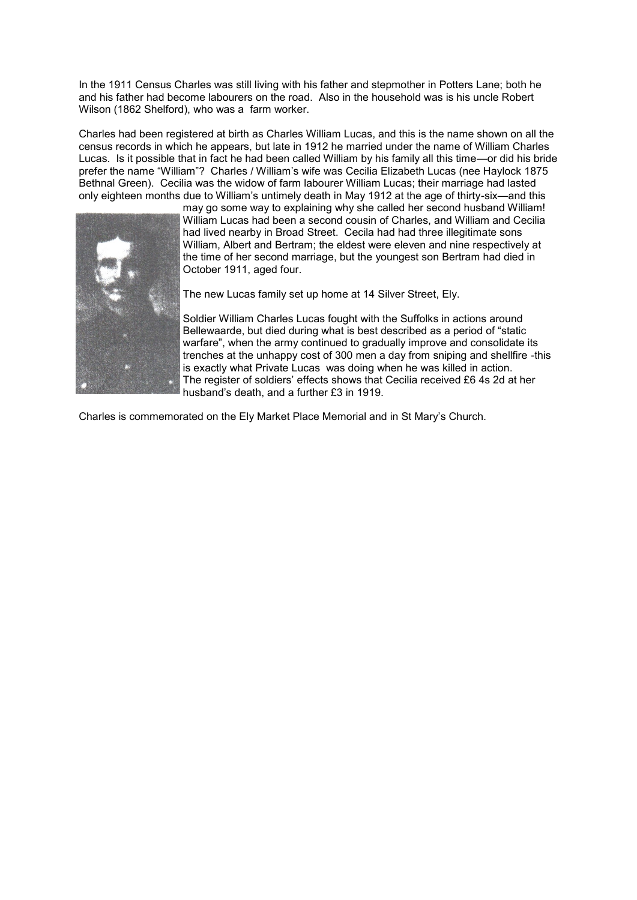In the 1911 Census Charles was still living with his father and stepmother in Potters Lane; both he and his father had become labourers on the road. Also in the household was is his uncle Robert Wilson (1862 Shelford), who was a farm worker.

Charles had been registered at birth as Charles William Lucas, and this is the name shown on all the census records in which he appears, but late in 1912 he married under the name of William Charles Lucas. Is it possible that in fact he had been called William by his family all this time—or did his bride prefer the name "William"? Charles / William's wife was Cecilia Elizabeth Lucas (nee Haylock 1875 Bethnal Green). Cecilia was the widow of farm labourer William Lucas; their marriage had lasted only eighteen months due to William's untimely death in May 1912 at the age of thirty-six—and this may go some way to explaining why she called her second husband William! William Lucas had been a second cousin of Charles, and William and Cecilia had lived nearby in Broad Street. Cecila had had three illegitimate sons William, Albert and Bertram; the eldest were eleven and nine respectively at the time of her second marriage, but the youngest son Bertram had died in October 1911, aged four.

The new Lucas family set up home at 14 Silver Street, Ely.

Soldier William Charles Lucas fought with the Suffolks in actions around Bellewaarde, but died during what is best described as a period of "static warfare", when the army continued to gradually improve and consolidate its trenches at the unhappy cost of 300 men a day from sniping and shellfire -this is exactly what Private Lucas was doing when he was killed in action. The register of soldiers' effects shows that Cecilia received £6 4s 2d at her husband's death, and a further £3 in 1919.

Charles is commemorated on the Ely Market Place Memorial and in St Mary's Church.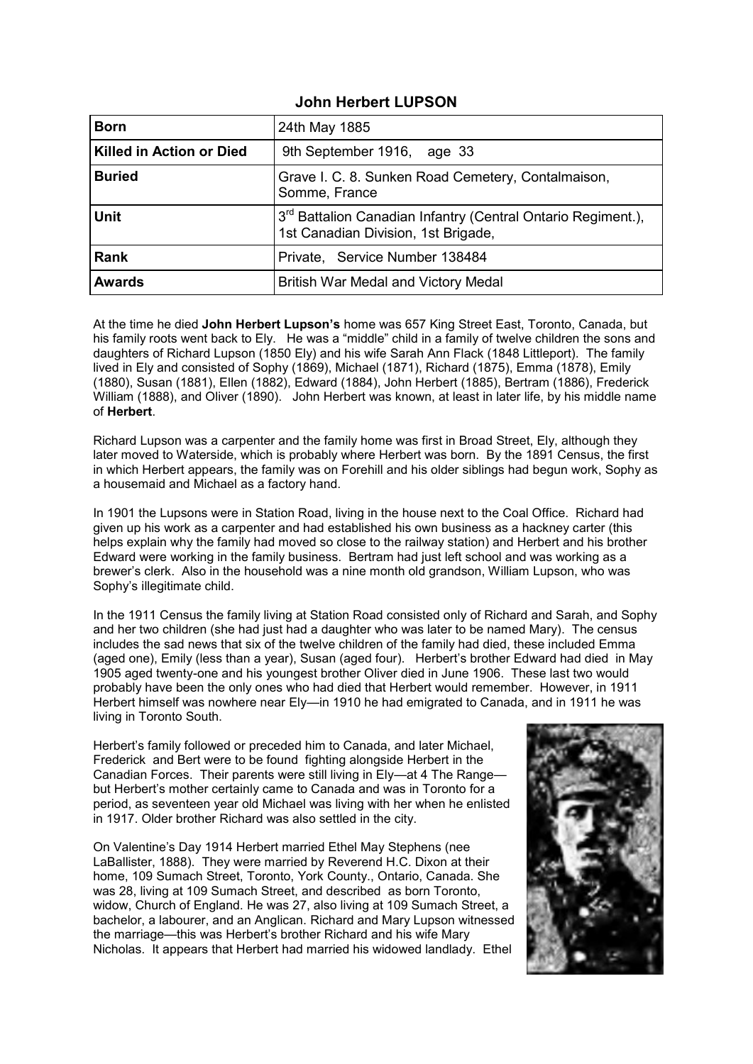## John Herbert LUPSON

| **Born** | 24th May 1885 |
|---|---|
| **Killed in Action or Died** | 9th September 1916, age 33 |
| **Buried** | Grave I. C. 8. Sunken Road Cemetery, Contalmaison, Somme, France |
| **Unit** | 3rd Battalion Canadian Infantry (Central Ontario Regiment.), 1st Canadian Division, 1st Brigade, |
| **Rank** | Private, Service Number 138484 |
| **Awards** | British War Medal and Victory Medal |

At the time he died **John Herbert Lupson's** home was 657 King Street East, Toronto, Canada, but his family roots went back to Ely. He was a "middle" child in a family of twelve children the sons and daughters of Richard Lupson (1850 Ely) and his wife Sarah Ann Flack (1848 Littleport). The family lived in Ely and consisted of Sophy (1869), Michael (1871), Richard (1875), Emma (1878), Emily (1880), Susan (1881), Ellen (1882), Edward (1884), John Herbert (1885), Bertram (1886), Frederick William (1888), and Oliver (1890). John Herbert was known, at least in later life, by his middle name of **Herbert**.

Richard Lupson was a carpenter and the family home was first in Broad Street, Ely, although they later moved to Waterside, which is probably where Herbert was born. By the 1891 Census, the first in which Herbert appears, the family was on Forehill and his older siblings had begun work, Sophy as a housemaid and Michael as a factory hand.

In 1901 the Lupsons were in Station Road, living in the house next to the Coal Office. Richard had given up his work as a carpenter and had established his own business as a hackney carter (this helps explain why the family had moved so close to the railway station) and Herbert and his brother Edward were working in the family business. Bertram had just left school and was working as a brewer's clerk. Also in the household was a nine month old grandson, William Lupson, who was Sophy's illegitimate child.

In the 1911 Census the family living at Station Road consisted only of Richard and Sarah, and Sophy and her two children (she had just had a daughter who was later to be named Mary). The census includes the sad news that six of the twelve children of the family had died, these included Emma (aged one), Emily (less than a year), Susan (aged four). Herbert's brother Edward had died in May 1905 aged twenty-one and his youngest brother Oliver died in June 1906. These last two would probably have been the only ones who had died that Herbert would remember. However, in 1911 Herbert himself was nowhere near Ely—in 1910 he had emigrated to Canada, and in 1911 he was living in Toronto South.

Herbert's family followed or preceded him to Canada, and later Michael, Frederick and Bert were to be found fighting alongside Herbert in the Canadian Forces. Their parents were still living in Ely—at 4 The Range—but Herbert's mother certainly came to Canada and was in Toronto for a period, as seventeen year old Michael was living with her when he enlisted in 1917. Older brother Richard was also settled in the city.

On Valentine's Day 1914 Herbert married Ethel May Stephens (nee LaBallister, 1888). They were married by Reverend H.C. Dixon at their home, 109 Sumach Street, Toronto, York County., Ontario, Canada. She was 28, living at 109 Sumach Street, and described as born Toronto, widow, Church of England. He was 27, also living at 109 Sumach Street, a bachelor, a labourer, and an Anglican. Richard and Mary Lupson witnessed the marriage—this was Herbert's brother Richard and his wife Mary Nicholas. It appears that Herbert had married his widowed landlady. Ethel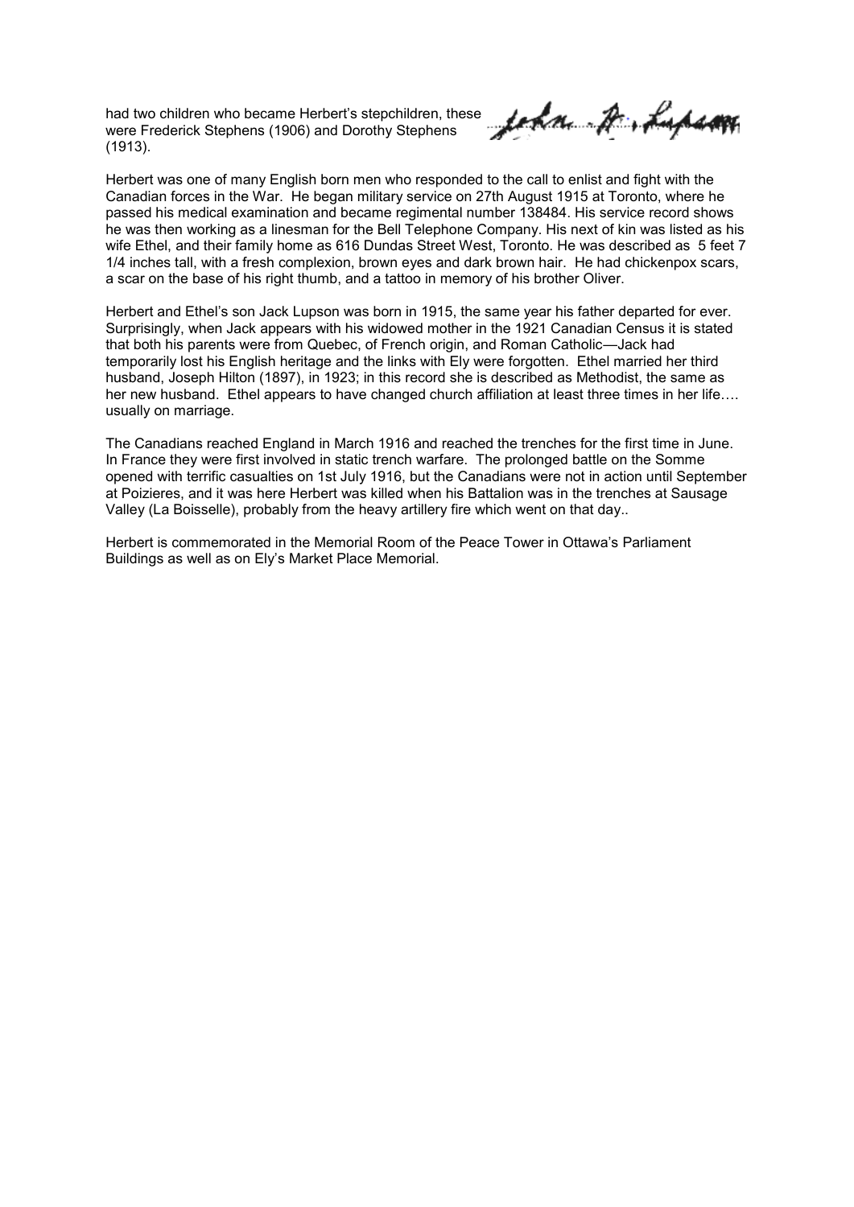had two children who became Herbert's stepchildren, these were Frederick Stephens (1906) and Dorothy Stephens (1913).

Herbert was one of many English born men who responded to the call to enlist and fight with the Canadian forces in the War. He began military service on 27th August 1915 at Toronto, where he passed his medical examination and became regimental number 138484. His service record shows he was then working as a linesman for the Bell Telephone Company. His next of kin was listed as his wife Ethel, and their family home as 616 Dundas Street West, Toronto. He was described as 5 feet 7 1/4 inches tall, with a fresh complexion, brown eyes and dark brown hair. He had chickenpox scars, a scar on the base of his right thumb, and a tattoo in memory of his brother Oliver.

Herbert and Ethel's son Jack Lupson was born in 1915, the same year his father departed for ever. Surprisingly, when Jack appears with his widowed mother in the 1921 Canadian Census it is stated that both his parents were from Quebec, of French origin, and Roman Catholic—Jack had temporarily lost his English heritage and the links with Ely were forgotten. Ethel married her third husband, Joseph Hilton (1897), in 1923; in this record she is described as Methodist, the same as her new husband. Ethel appears to have changed church affiliation at least three times in her life…. usually on marriage.

The Canadians reached England in March 1916 and reached the trenches for the first time in June. In France they were first involved in static trench warfare. The prolonged battle on the Somme opened with terrific casualties on 1st July 1916, but the Canadians were not in action until September at Poizieres, and it was here Herbert was killed when his Battalion was in the trenches at Sausage Valley (La Boisselle), probably from the heavy artillery fire which went on that day..

Herbert is commemorated in the Memorial Room of the Peace Tower in Ottawa's Parliament Buildings as well as on Ely's Market Place Memorial.